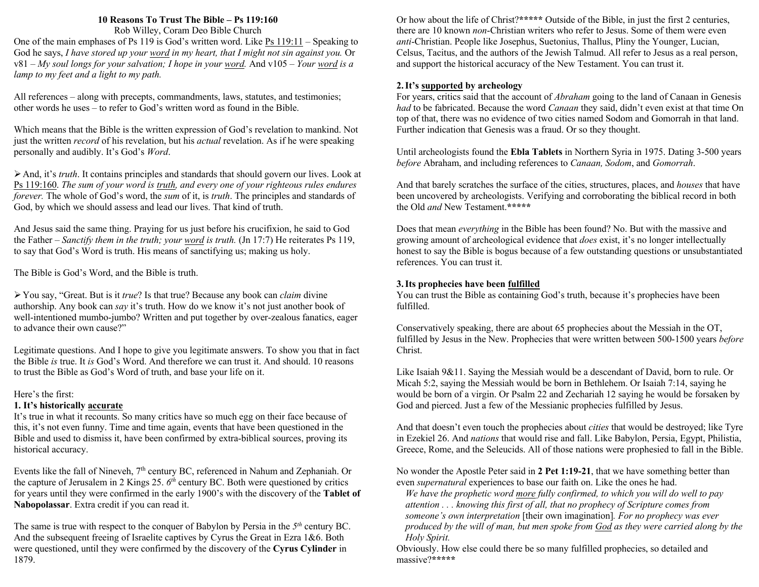# 10 Reasons To Trust The Bible – Ps 119:160

Rob Willey, Coram Deo Bible Church

One of the main emphases of Ps 119 is God's written word. Like Ps 119:11 – Speaking to God he says, *I have stored up your word in my heart, that I might not sin against you.* Or v81 – *My soul longs for your salvation; I hope in your word.* And v105 – *Your word is a lamp to my feet and a light to my path.*

All references – along with precepts, commandments, laws, statutes, and testimonies; other words he uses – to refer to God's written word as found in the Bible.

Which means that the Bible is the written expression of God's revelation to mankind. Not just the written *record* of his revelation, but his *actual* revelation. As if he were speaking personally and audibly. It's God's *Word*.

➢ And, it's *truth*. It contains principles and standards that should govern our lives. Look at Ps 119:160. *The sum of your word is truth, and every one of your righteous rules endures forever.* The whole of God's word, the *sum* of it, is *truth*. The principles and standards of God, by which we should assess and lead our lives. That kind of truth.

And Jesus said the same thing. Praying for us just before his crucifixion, he said to God the Father – *Sanctify them in the truth; your word is truth.* (Jn 17:7) He reiterates Ps 119, to say that God's Word is truth. His means of sanctifying us; making us holy.

The Bible is God's Word, and the Bible is truth.

➢ You say, "Great. But is it *true*? Is that true? Because any book can *claim* divine authorship. Any book can *say* it's truth. How do we know it's not just another book of well-intentioned mumbo-jumbo? Written and put together by over-zealous fanatics, eager to advance their own cause?"

Legitimate questions. And I hope to give you legitimate answers. To show you that in fact the Bible *is* true. It *is* God's Word. And therefore we can trust it. And should. 10 reasons to trust the Bible as God's Word of truth, and base your life on it.

Here's the first:

**1. It's historically accurate**

It's true in what it recounts. So many critics have so much egg on their face because of this, it's not even funny. Time and time again, events that have been questioned in the Bible and used to dismiss it, have been confirmed by extra-biblical sources, proving its historical accuracy.

Events like the fall of Nineveh, 7th century BC, referenced in Nahum and Zephaniah. Or the capture of Jerusalem in 2 Kings 25. *6th* century BC. Both were questioned by critics for years until they were confirmed in the early 1900's with the discovery of the **Tablet of Nabopolassar**. Extra credit if you can read it.

The same is true with respect to the conquer of Babylon by Persia in the *5th* century BC. And the subsequent freeing of Israelite captives by Cyrus the Great in Ezra 1&6. Both were questioned, until they were confirmed by the discovery of the **Cyrus Cylinder** in 1879.

Or how about the life of Christ?\*\*\*\*\* Outside of the Bible, in just the first 2 centuries, there are 10 known *non*-Christian writers who refer to Jesus. Some of them were even *anti*-Christian. People like Josephus, Suetonius, Thallus, Pliny the Younger, Lucian, Celsus, Tacitus, and the authors of the Jewish Talmud. All refer to Jesus as a real person, and support the historical accuracy of the New Testament. You can trust it.

**2. It's supported by archeology**

For years, critics said that the account of *Abraham* going to the land of Canaan in Genesis *had* to be fabricated. Because the word *Canaan* they said, didn't even exist at that time On top of that, there was no evidence of two cities named Sodom and Gomorrah in that land. Further indication that Genesis was a fraud. Or so they thought.

Until archeologists found the **Ebla Tablets** in Northern Syria in 1975. Dating 3-500 years *before* Abraham, and including references to *Canaan, Sodom*, and *Gomorrah*.

And that barely scratches the surface of the cities, structures, places, and *houses* that have been uncovered by archeologists. Verifying and corroborating the biblical record in both the Old *and* New Testament.\*\*\*\*\*

Does that mean *everything* in the Bible has been found? No. But with the massive and growing amount of archeological evidence that *does* exist, it's no longer intellectually honest to say the Bible is bogus because of a few outstanding questions or unsubstantiated references. You can trust it.

**3. Its prophecies have been fulfilled**

You can trust the Bible as containing God's truth, because it's prophecies have been fulfilled.

Conservatively speaking, there are about 65 prophecies about the Messiah in the OT, fulfilled by Jesus in the New. Prophecies that were written between 500-1500 years *before* Christ.

Like Isaiah 9&11. Saying the Messiah would be a descendant of David, born to rule. Or Micah 5:2, saying the Messiah would be born in Bethlehem. Or Isaiah 7:14, saying he would be born of a virgin. Or Psalm 22 and Zechariah 12 saying he would be forsaken by God and pierced. Just a few of the Messianic prophecies fulfilled by Jesus.

And that doesn't even touch the prophecies about *cities* that would be destroyed; like Tyre in Ezekiel 26. And *nations* that would rise and fall. Like Babylon, Persia, Egypt, Philistia, Greece, Rome, and the Seleucids. All of those nations were prophesied to fall in the Bible.

No wonder the Apostle Peter said in **2 Pet 1:19-21**, that we have something better than even *supernatural* experiences to base our faith on. Like the ones he had.

> *We have the prophetic word more fully confirmed, to which you will do well to pay attention . . . knowing this first of all, that no prophecy of Scripture comes from someone's own interpretation* [their own imagination]*. For no prophecy was ever produced by the will of man, but men spoke from God as they were carried along by the Holy Spirit.*

Obviously. How else could there be so many fulfilled prophecies, so detailed and massive?\*\*\*\*\*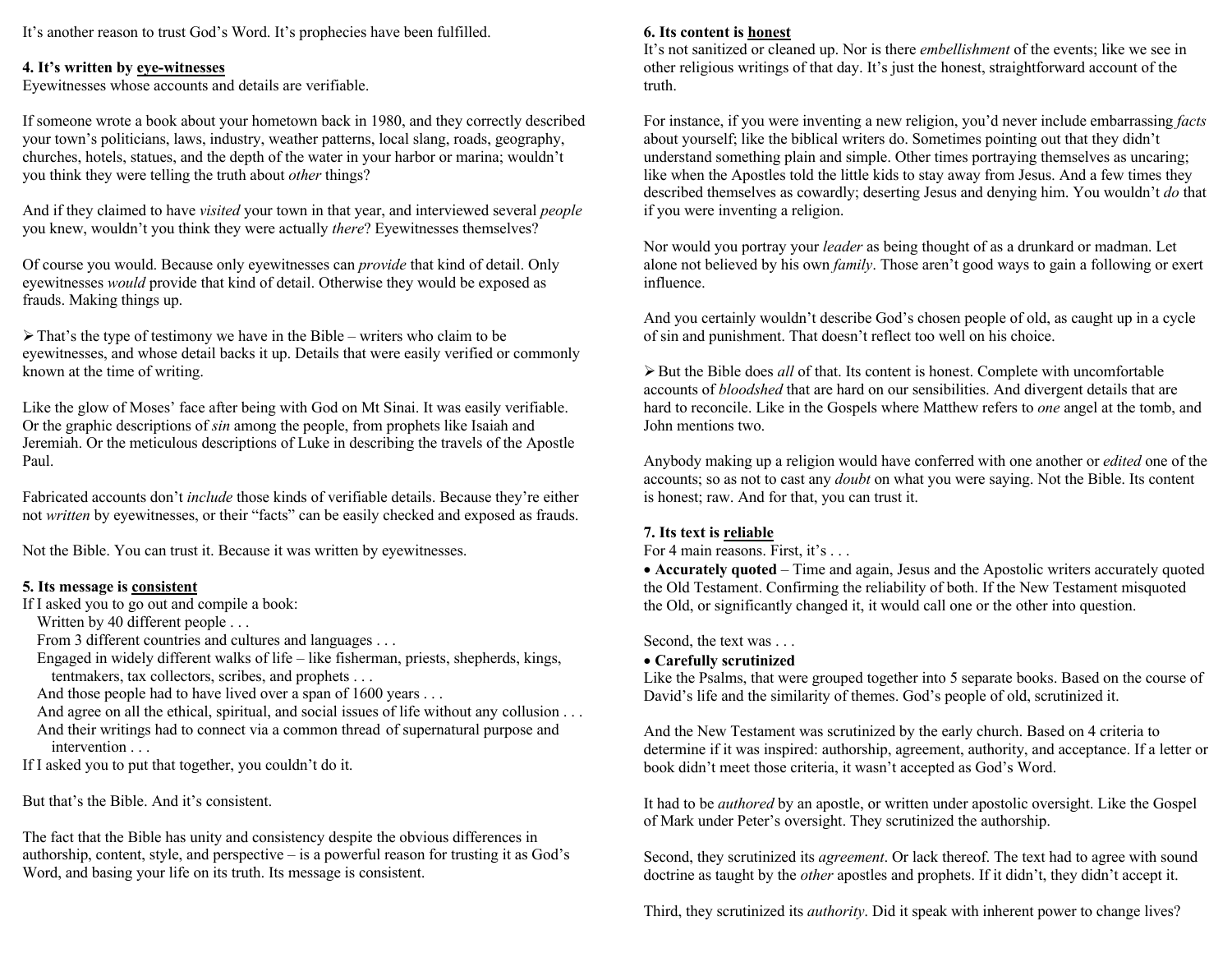It's another reason to trust God's Word. It's prophecies have been fulfilled.

**4. It's written by <u>eye-witnesses</u>**

Eyewitnesses whose accounts and details are verifiable.

If someone wrote a book about your hometown back in 1980, and they correctly described your town's politicians, laws, industry, weather patterns, local slang, roads, geography, churches, hotels, statues, and the depth of the water in your harbor or marina; wouldn't you think they were telling the truth about *other* things?

And if they claimed to have *visited* your town in that year, and interviewed several *people* you knew, wouldn't you think they were actually *there*? Eyewitnesses themselves?

Of course you would. Because only eyewitnesses can *provide* that kind of detail. Only eyewitnesses *would* provide that kind of detail. Otherwise they would be exposed as frauds. Making things up.

➢ That's the type of testimony we have in the Bible – writers who claim to be eyewitnesses, and whose detail backs it up. Details that were easily verified or commonly known at the time of writing.

Like the glow of Moses' face after being with God on Mt Sinai. It was easily verifiable. Or the graphic descriptions of *sin* among the people, from prophets like Isaiah and Jeremiah. Or the meticulous descriptions of Luke in describing the travels of the Apostle Paul.

Fabricated accounts don't *include* those kinds of verifiable details. Because they're either not *written* by eyewitnesses, or their "facts" can be easily checked and exposed as frauds.

Not the Bible. You can trust it. Because it was written by eyewitnesses.

**5. Its message is <u>consistent</u>**

If I asked you to go out and compile a book:
- Written by 40 different people . . .
- From 3 different countries and cultures and languages . . .
- Engaged in widely different walks of life – like fisherman, priests, shepherds, kings, tentmakers, tax collectors, scribes, and prophets . . .
- And those people had to have lived over a span of 1600 years . . .
- And agree on all the ethical, spiritual, and social issues of life without any collusion . . .
- And their writings had to connect via a common thread of supernatural purpose and intervention . . .

If I asked you to put that together, you couldn't do it.

But that's the Bible. And it's consistent.

The fact that the Bible has unity and consistency despite the obvious differences in authorship, content, style, and perspective – is a powerful reason for trusting it as God's Word, and basing your life on its truth. Its message is consistent.

**6. Its content is <u>honest</u>**

It's not sanitized or cleaned up. Nor is there *embellishment* of the events; like we see in other religious writings of that day. It's just the honest, straightforward account of the truth.

For instance, if you were inventing a new religion, you'd never include embarrassing *facts* about yourself; like the biblical writers do. Sometimes pointing out that they didn't understand something plain and simple. Other times portraying themselves as uncaring; like when the Apostles told the little kids to stay away from Jesus. And a few times they described themselves as cowardly; deserting Jesus and denying him. You wouldn't *do* that if you were inventing a religion.

Nor would you portray your *leader* as being thought of as a drunkard or madman. Let alone not believed by his own *family*. Those aren't good ways to gain a following or exert influence.

And you certainly wouldn't describe God's chosen people of old, as caught up in a cycle of sin and punishment. That doesn't reflect too well on his choice.

➢ But the Bible does *all* of that. Its content is honest. Complete with uncomfortable accounts of *bloodshed* that are hard on our sensibilities. And divergent details that are hard to reconcile. Like in the Gospels where Matthew refers to *one* angel at the tomb, and John mentions two.

Anybody making up a religion would have conferred with one another or *edited* one of the accounts; so as not to cast any *doubt* on what you were saying. Not the Bible. Its content is honest; raw. And for that, you can trust it.

**7. Its text is <u>reliable</u>**

For 4 main reasons. First, it's . . .

- **Accurately quoted** – Time and again, Jesus and the Apostolic writers accurately quoted the Old Testament. Confirming the reliability of both. If the New Testament misquoted the Old, or significantly changed it, it would call one or the other into question.

Second, the text was . . .

- **Carefully scrutinized**

Like the Psalms, that were grouped together into 5 separate books. Based on the course of David's life and the similarity of themes. God's people of old, scrutinized it.

And the New Testament was scrutinized by the early church. Based on 4 criteria to determine if it was inspired: authorship, agreement, authority, and acceptance. If a letter or book didn't meet those criteria, it wasn't accepted as God's Word.

It had to be *authored* by an apostle, or written under apostolic oversight. Like the Gospel of Mark under Peter's oversight. They scrutinized the authorship.

Second, they scrutinized its *agreement*. Or lack thereof. The text had to agree with sound doctrine as taught by the *other* apostles and prophets. If it didn't, they didn't accept it.

Third, they scrutinized its *authority*. Did it speak with inherent power to change lives?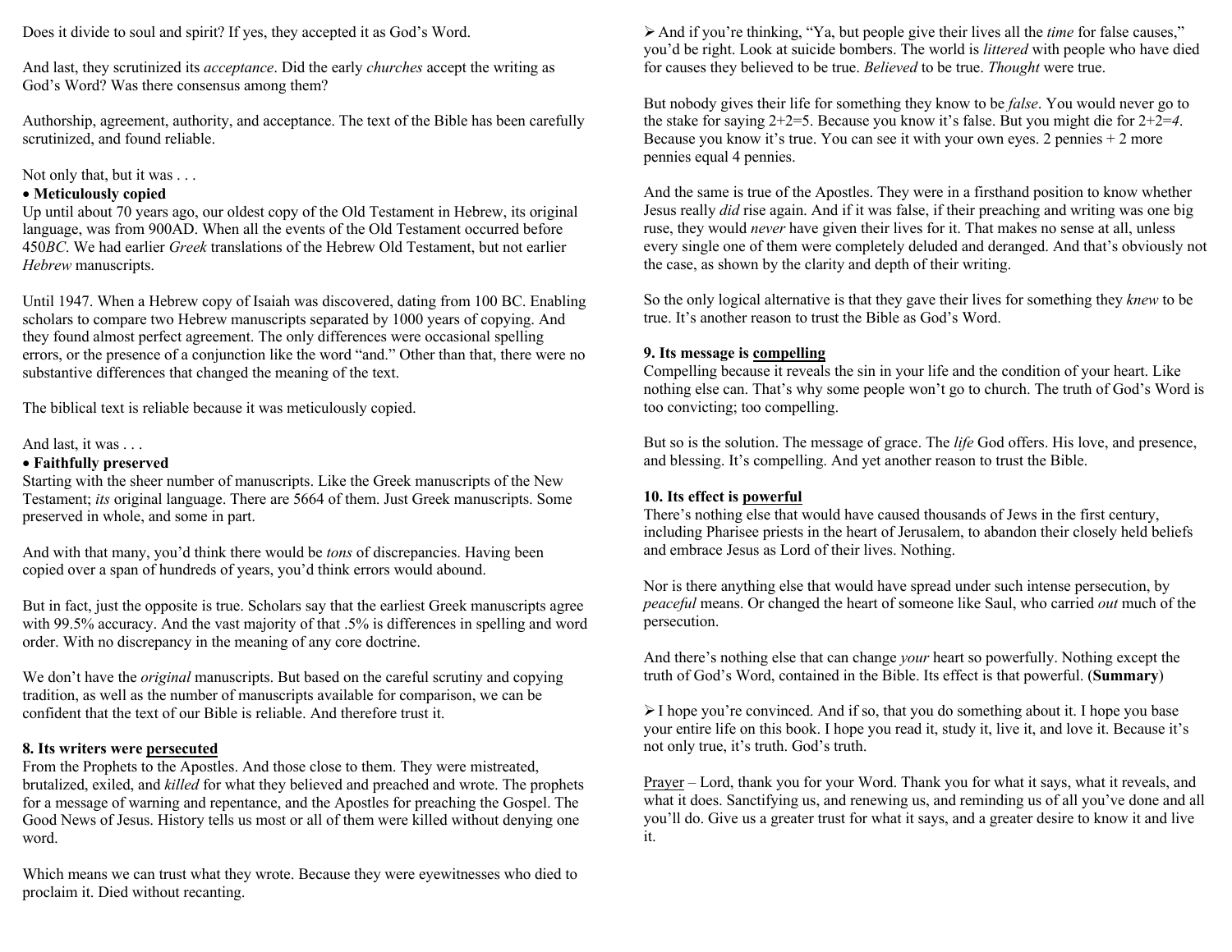Does it divide to soul and spirit? If yes, they accepted it as God's Word.

And last, they scrutinized its *acceptance*. Did the early *churches* accept the writing as God's Word? Was there consensus among them?

Authorship, agreement, authority, and acceptance. The text of the Bible has been carefully scrutinized, and found reliable.

Not only that, but it was . . .

- **Meticulously copied**

Up until about 70 years ago, our oldest copy of the Old Testament in Hebrew, its original language, was from 900AD. When all the events of the Old Testament occurred before 450*BC*. We had earlier *Greek* translations of the Hebrew Old Testament, but not earlier *Hebrew* manuscripts.

Until 1947. When a Hebrew copy of Isaiah was discovered, dating from 100 BC. Enabling scholars to compare two Hebrew manuscripts separated by 1000 years of copying. And they found almost perfect agreement. The only differences were occasional spelling errors, or the presence of a conjunction like the word "and." Other than that, there were no substantive differences that changed the meaning of the text.

The biblical text is reliable because it was meticulously copied.

And last, it was . . .

- **Faithfully preserved**

Starting with the sheer number of manuscripts. Like the Greek manuscripts of the New Testament; *its* original language. There are 5664 of them. Just Greek manuscripts. Some preserved in whole, and some in part.

And with that many, you'd think there would be *tons* of discrepancies. Having been copied over a span of hundreds of years, you'd think errors would abound.

But in fact, just the opposite is true. Scholars say that the earliest Greek manuscripts agree with 99.5% accuracy. And the vast majority of that .5% is differences in spelling and word order. With no discrepancy in the meaning of any core doctrine.

We don't have the *original* manuscripts. But based on the careful scrutiny and copying tradition, as well as the number of manuscripts available for comparison, we can be confident that the text of our Bible is reliable. And therefore trust it.

**8. Its writers were <u>persecuted</u>**

From the Prophets to the Apostles. And those close to them. They were mistreated, brutalized, exiled, and *killed* for what they believed and preached and wrote. The prophets for a message of warning and repentance, and the Apostles for preaching the Gospel. The Good News of Jesus. History tells us most or all of them were killed without denying one word.

Which means we can trust what they wrote. Because they were eyewitnesses who died to proclaim it. Died without recanting.

➢ And if you're thinking, "Ya, but people give their lives all the *time* for false causes," you'd be right. Look at suicide bombers. The world is *littered* with people who have died for causes they believed to be true. *Believed* to be true. *Thought* were true.

But nobody gives their life for something they know to be *false*. You would never go to the stake for saying 2+2=5. Because you know it's false. But you might die for 2+2=*4*. Because you know it's true. You can see it with your own eyes. 2 pennies + 2 more pennies equal 4 pennies.

And the same is true of the Apostles. They were in a firsthand position to know whether Jesus really *did* rise again. And if it was false, if their preaching and writing was one big ruse, they would *never* have given their lives for it. That makes no sense at all, unless every single one of them were completely deluded and deranged. And that's obviously not the case, as shown by the clarity and depth of their writing.

So the only logical alternative is that they gave their lives for something they *knew* to be true. It's another reason to trust the Bible as God's Word.

**9. Its message is <u>compelling</u>**

Compelling because it reveals the sin in your life and the condition of your heart. Like nothing else can. That's why some people won't go to church. The truth of God's Word is too convicting; too compelling.

But so is the solution. The message of grace. The *life* God offers. His love, and presence, and blessing. It's compelling. And yet another reason to trust the Bible.

**10. Its effect is <u>powerful</u>**

There's nothing else that would have caused thousands of Jews in the first century, including Pharisee priests in the heart of Jerusalem, to abandon their closely held beliefs and embrace Jesus as Lord of their lives. Nothing.

Nor is there anything else that would have spread under such intense persecution, by *peaceful* means. Or changed the heart of someone like Saul, who carried *out* much of the persecution.

And there's nothing else that can change *your* heart so powerfully. Nothing except the truth of God's Word, contained in the Bible. Its effect is that powerful. (**Summary**)

➢ I hope you're convinced. And if so, that you do something about it. I hope you base your entire life on this book. I hope you read it, study it, live it, and love it. Because it's not only true, it's truth. God's truth.

<u>Prayer</u> – Lord, thank you for your Word. Thank you for what it says, what it reveals, and what it does. Sanctifying us, and renewing us, and reminding us of all you've done and all you'll do. Give us a greater trust for what it says, and a greater desire to know it and live it.